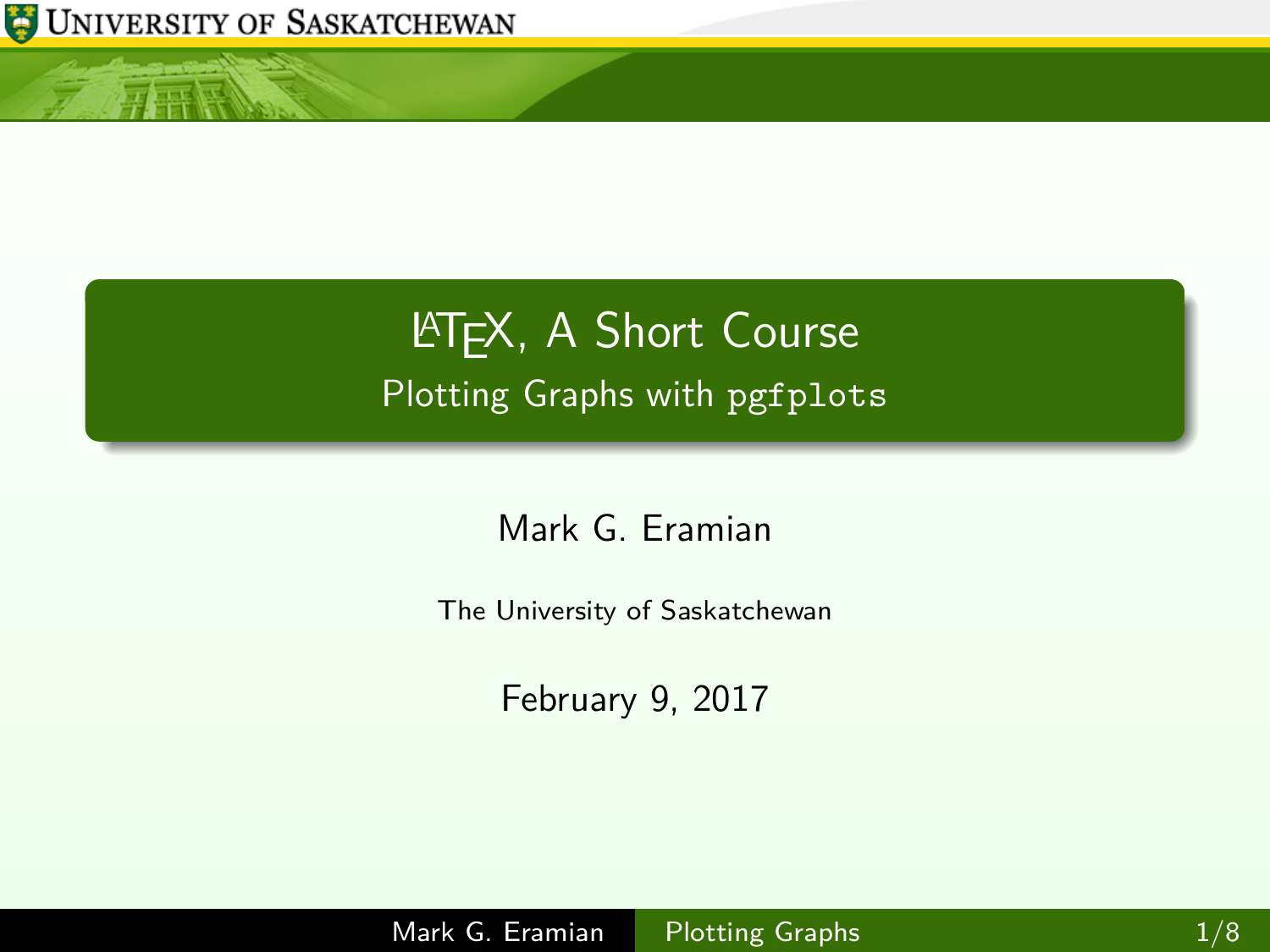# LaTeX, A Short Course

## Plotting Graphs with `pgfplots`

Mark G. Eramian

The University of Saskatchewan

February 9, 2017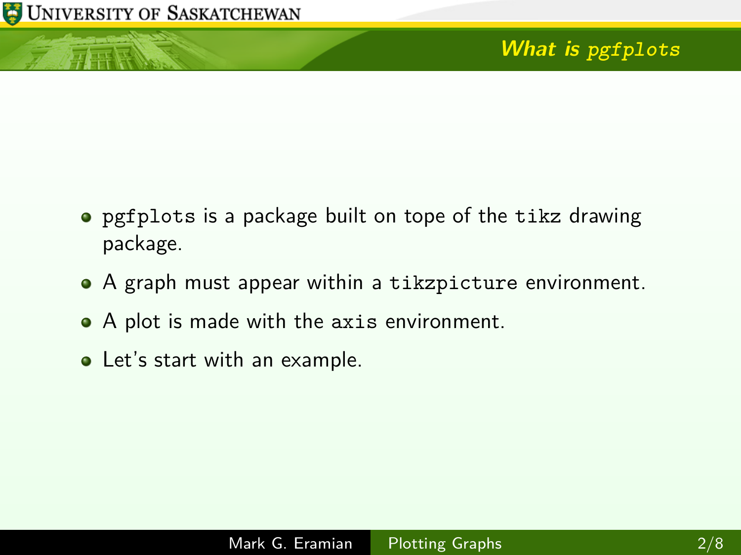## What is `pgfplots`

- `pgfplots` is a package built on tope of the `tikz` drawing package.
- A graph must appear within a `tikzpicture` environment.
- A plot is made with the `axis` environment.
- Let's start with an example.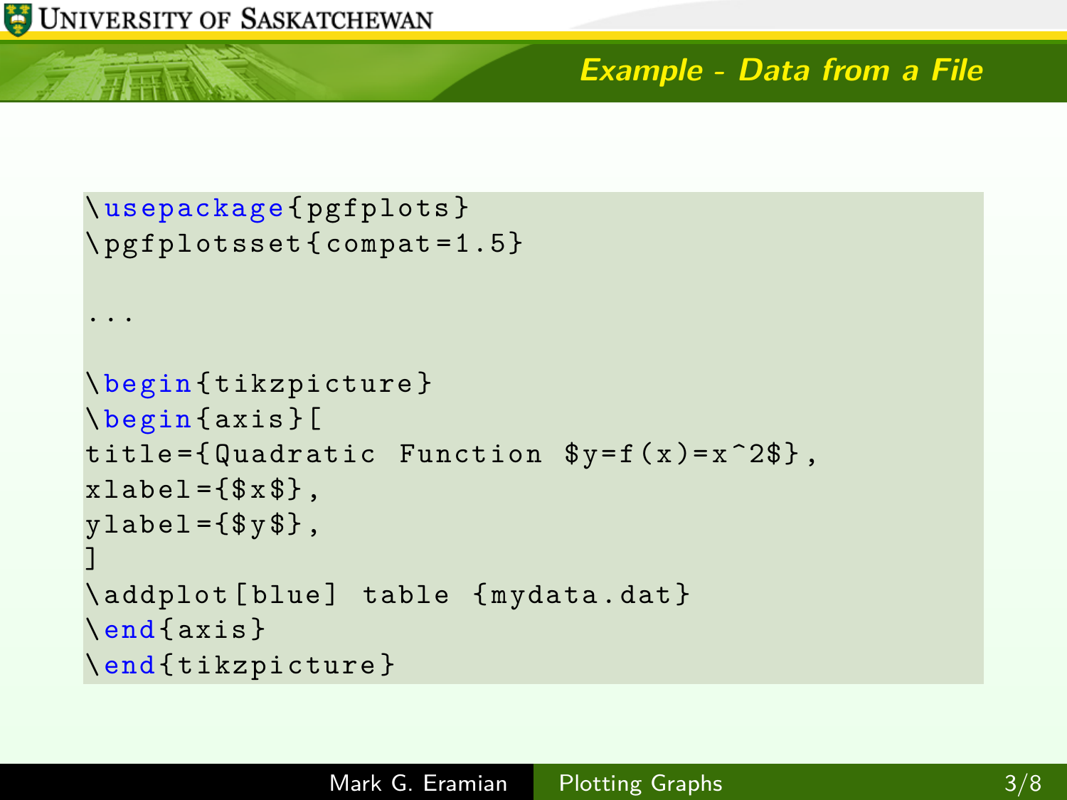## Example - Data from a File

```
\usepackage{pgfplots}
\pgfplotsset{compat=1.5}

...

\begin{tikzpicture}
\begin{axis}[
title={Quadratic Function $y=f(x)=x^2$},
xlabel={$x$},
ylabel={$y$},
]
\addplot[blue] table {mydata.dat}
\end{axis}
\end{tikzpicture}
```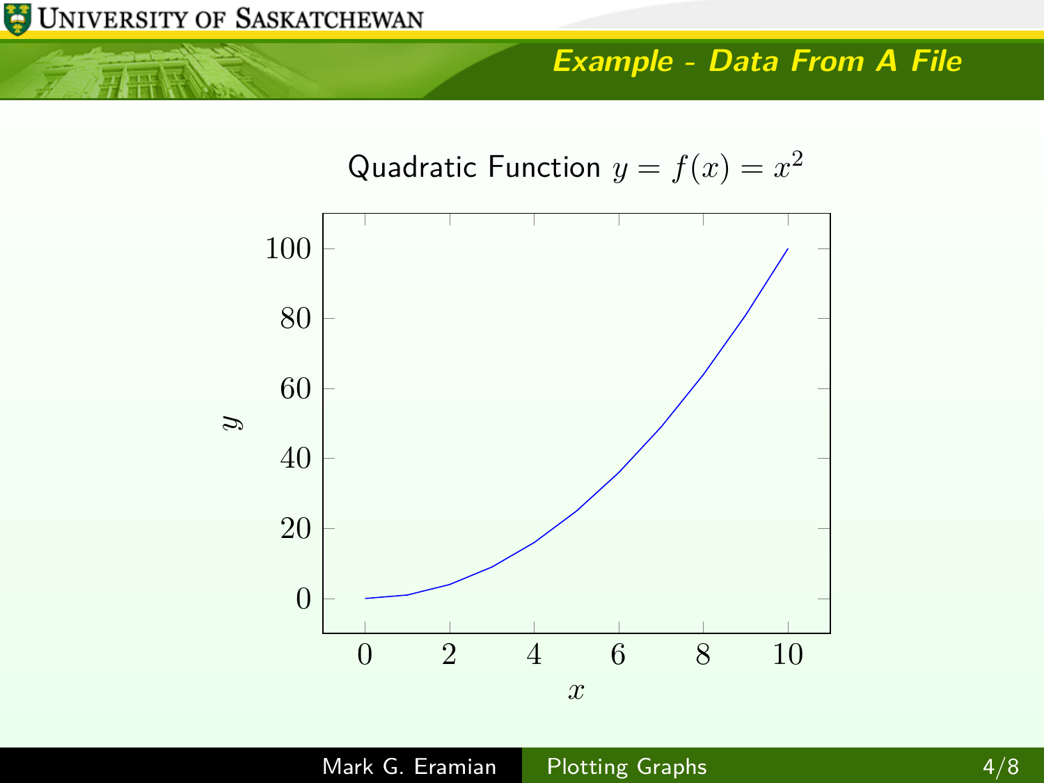## Example - Data From A File

Quadratic Function $y = f(x) = x^2$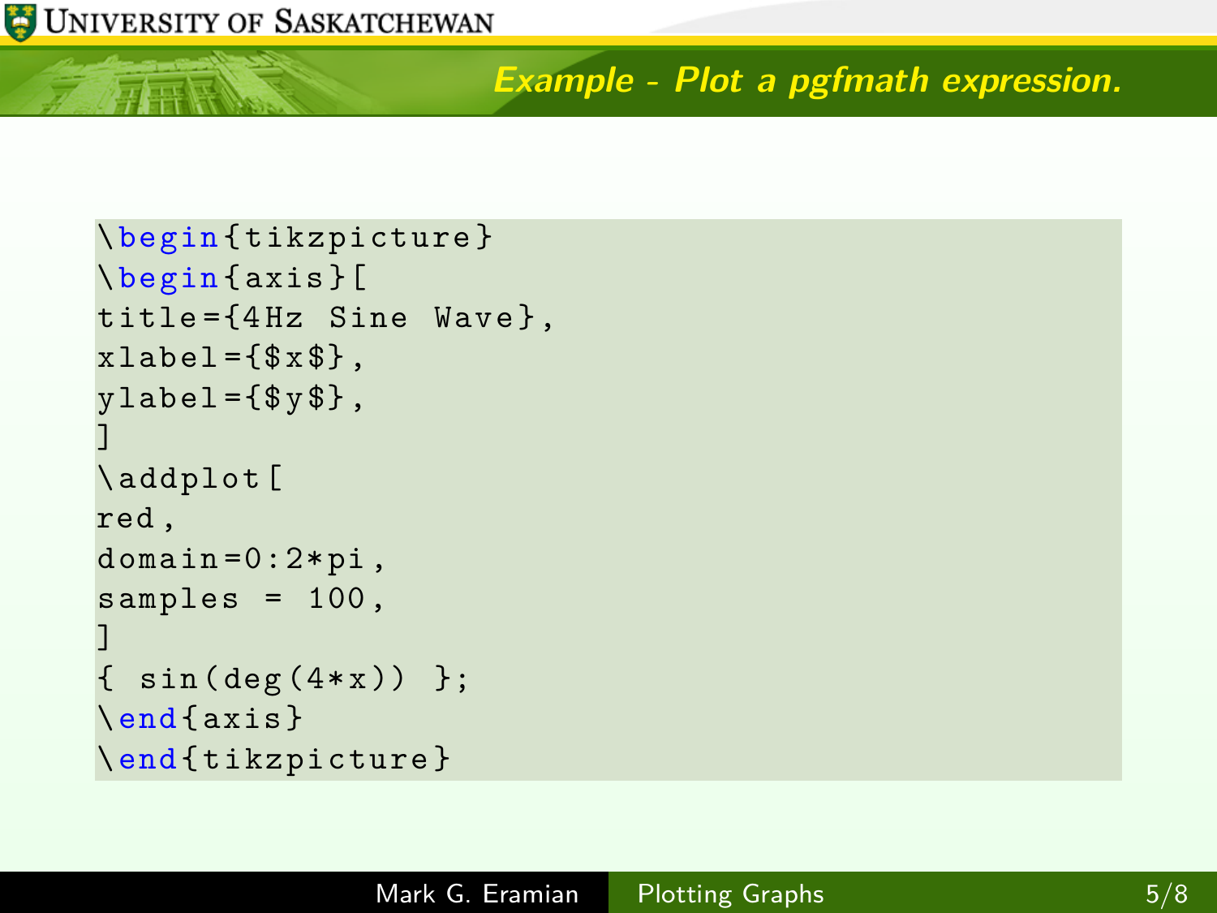## Example - Plot a pgfmath expression.

```
\begin{tikzpicture}
\begin{axis}[
title={4Hz Sine Wave},
xlabel={$x$},
ylabel={$y$},
]
\addplot[
red,
domain=0:2*pi,
samples = 100,
]
{ sin(deg(4*x)) };
\end{axis}
\end{tikzpicture}
```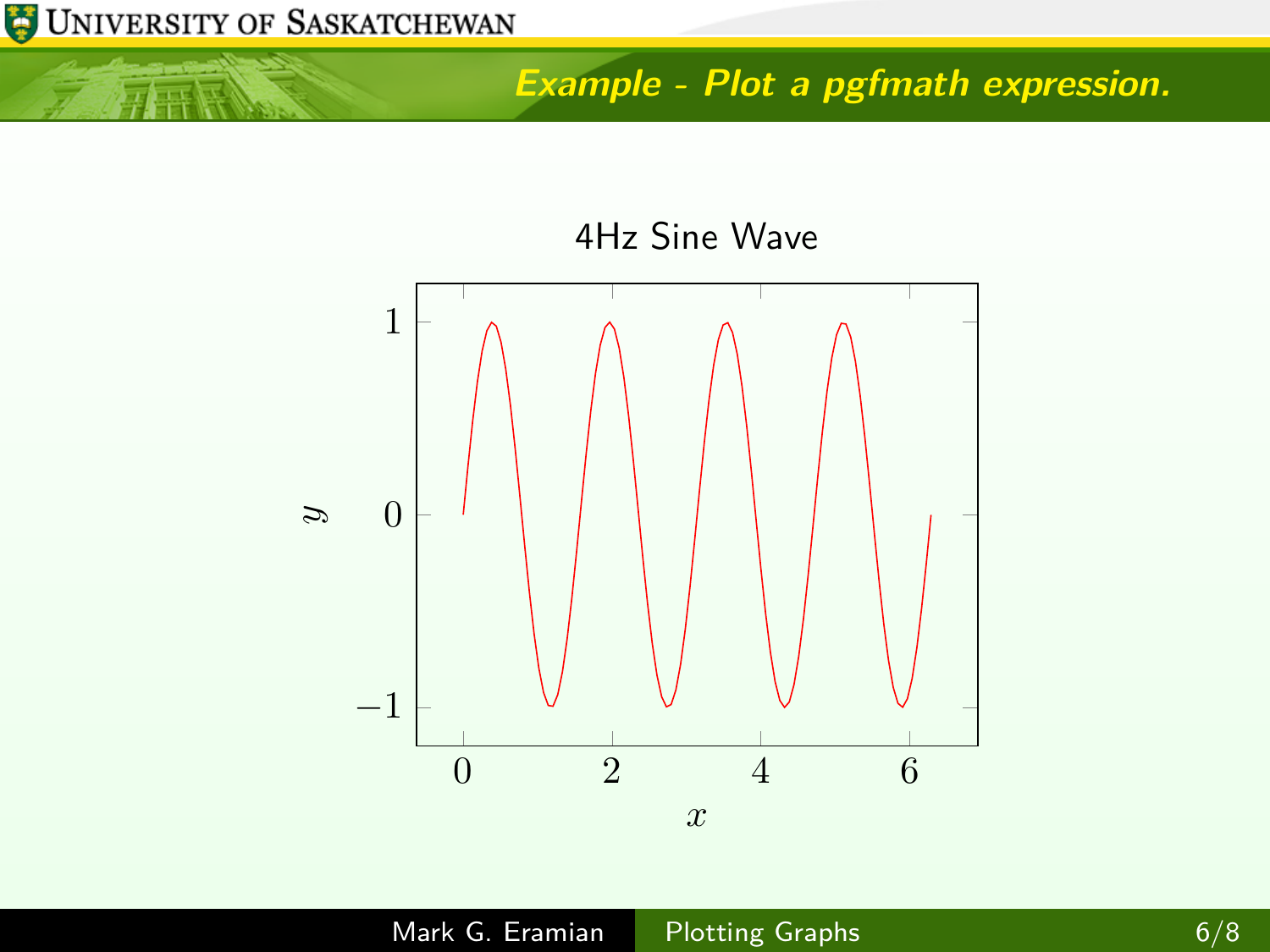## Example - Plot a pgfmath expression.

4Hz Sine Wave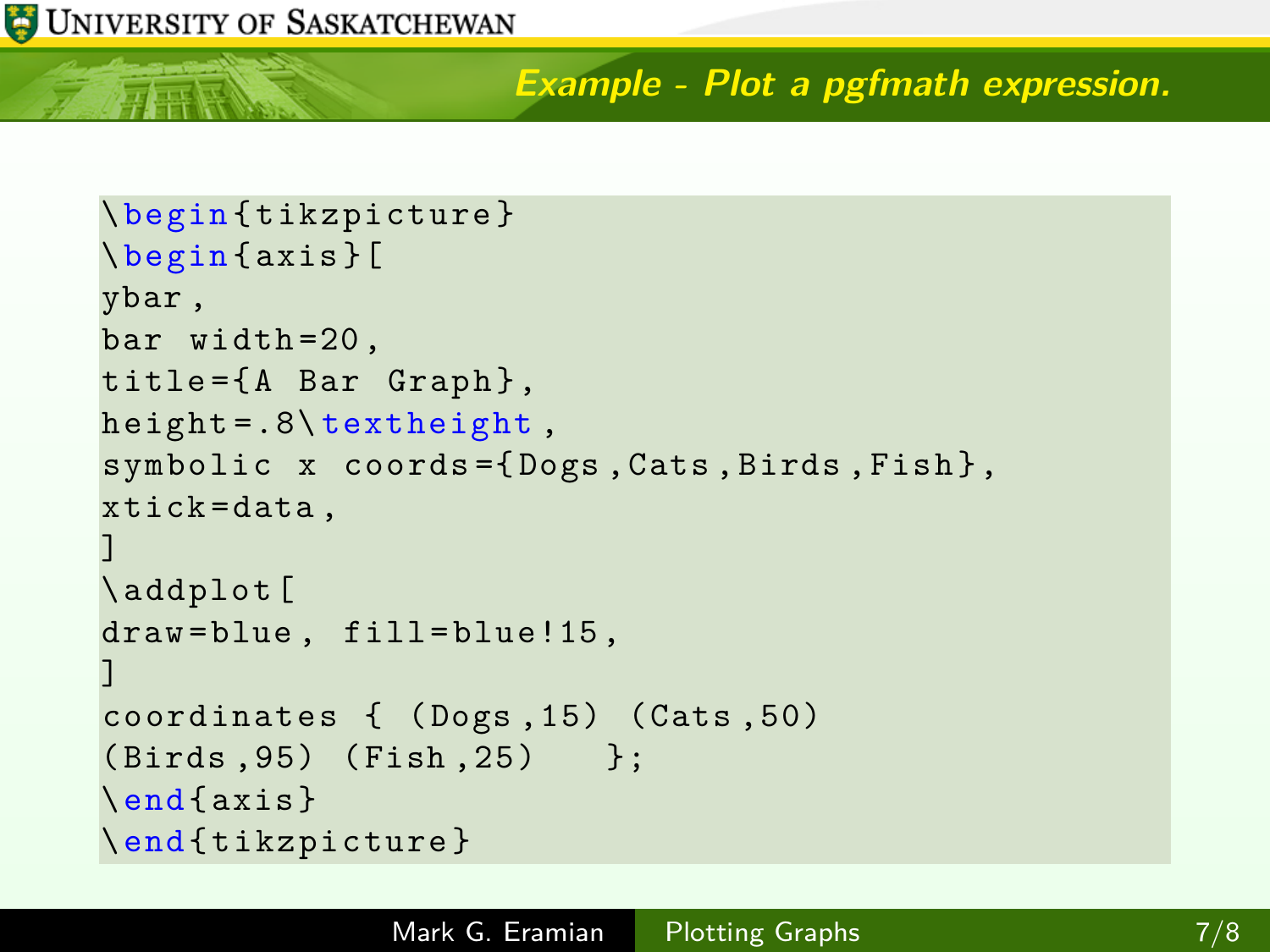## Example - Plot a pgfmath expression.

```
\begin{tikzpicture}
\begin{axis}[
ybar,
bar width=20,
title={A Bar Graph},
height=.8\textheight,
symbolic x coords={Dogs,Cats,Birds,Fish},
xtick=data,
]
\addplot[
draw=blue, fill=blue!15,
]
coordinates { (Dogs,15) (Cats,50)
(Birds,95) (Fish,25)   };
\end{axis}
\end{tikzpicture}
```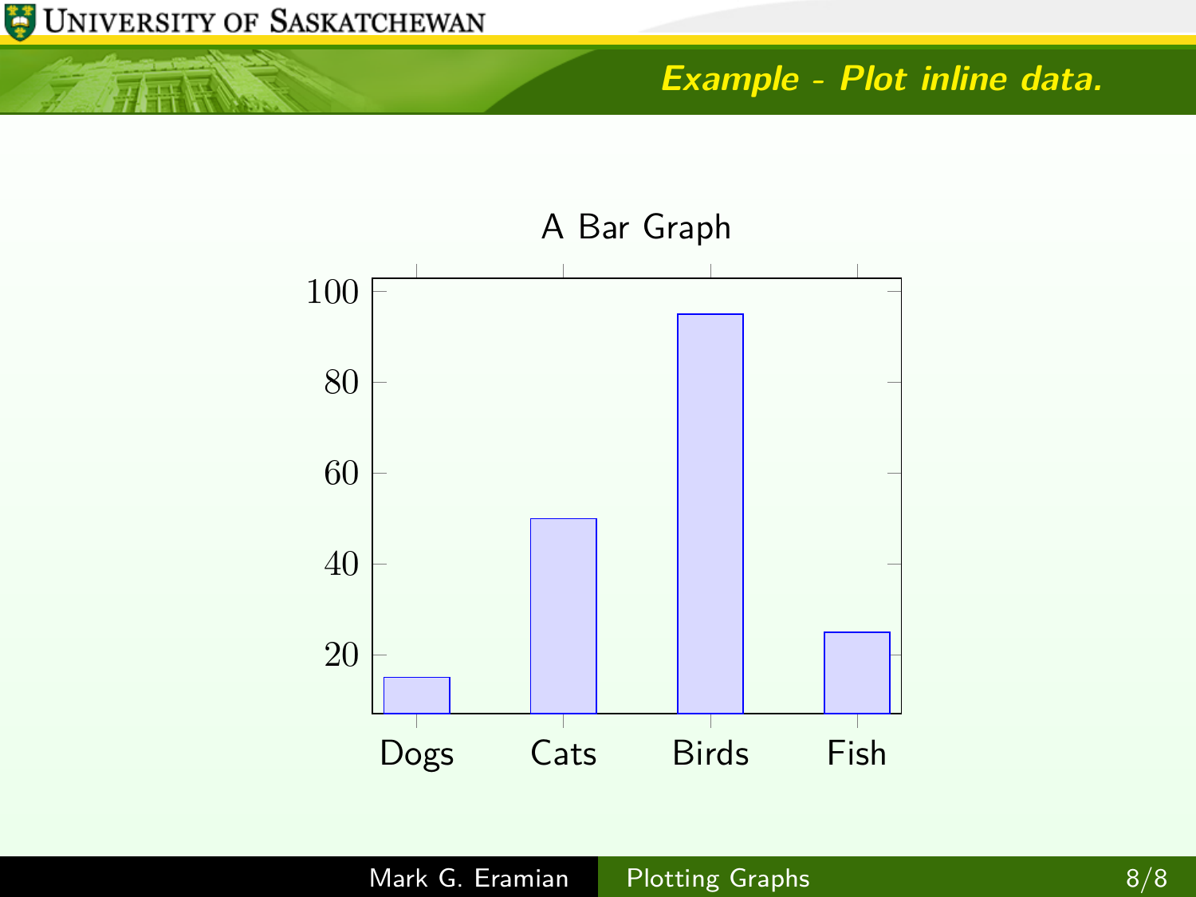## Example - Plot inline data.

A Bar Graph

100
80
60
40
20

Dogs
Cats
Birds
Fish